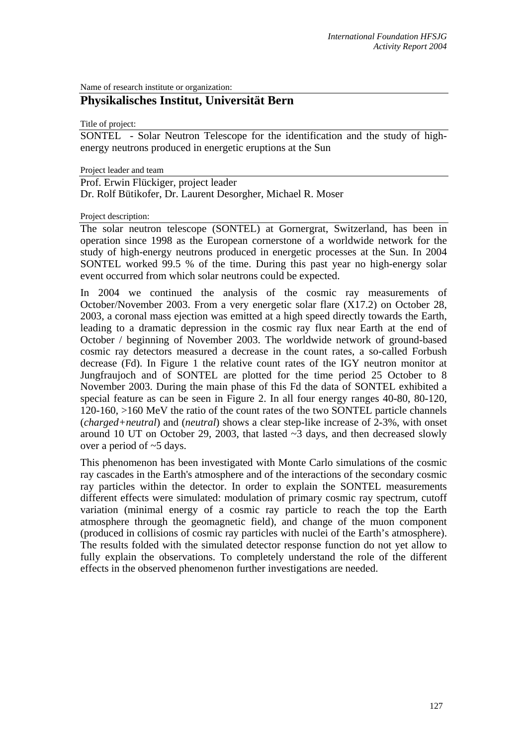Name of research institute or organization:

## Physikalisches Institut, Universität Bern

Title of project:

SONTEL - Solar Neutron Telescope for the identification and the study of high-energy neutrons produced in energetic eruptions at the Sun

Project leader and team

Prof. Erwin Flückiger, project leader
Dr. Rolf Bütikofer, Dr. Laurent Desorgher, Michael R. Moser

Project description:

The solar neutron telescope (SONTEL) at Gornergrat, Switzerland, has been in operation since 1998 as the European cornerstone of a worldwide network for the study of high-energy neutrons produced in energetic processes at the Sun. In 2004 SONTEL worked 99.5 % of the time. During this past year no high-energy solar event occurred from which solar neutrons could be expected.

In 2004 we continued the analysis of the cosmic ray measurements of October/November 2003. From a very energetic solar flare (X17.2) on October 28, 2003, a coronal mass ejection was emitted at a high speed directly towards the Earth, leading to a dramatic depression in the cosmic ray flux near Earth at the end of October / beginning of November 2003. The worldwide network of ground-based cosmic ray detectors measured a decrease in the count rates, a so-called Forbush decrease (Fd). In Figure 1 the relative count rates of the IGY neutron monitor at Jungfraujoch and of SONTEL are plotted for the time period 25 October to 8 November 2003. During the main phase of this Fd the data of SONTEL exhibited a special feature as can be seen in Figure 2. In all four energy ranges 40-80, 80-120, 120-160, >160 MeV the ratio of the count rates of the two SONTEL particle channels (*charged+neutral*) and (*neutral*) shows a clear step-like increase of 2-3%, with onset around 10 UT on October 29, 2003, that lasted ~3 days, and then decreased slowly over a period of ~5 days.

This phenomenon has been investigated with Monte Carlo simulations of the cosmic ray cascades in the Earth's atmosphere and of the interactions of the secondary cosmic ray particles within the detector. In order to explain the SONTEL measurements different effects were simulated: modulation of primary cosmic ray spectrum, cutoff variation (minimal energy of a cosmic ray particle to reach the top the Earth atmosphere through the geomagnetic field), and change of the muon component (produced in collisions of cosmic ray particles with nuclei of the Earth's atmosphere). The results folded with the simulated detector response function do not yet allow to fully explain the observations. To completely understand the role of the different effects in the observed phenomenon further investigations are needed.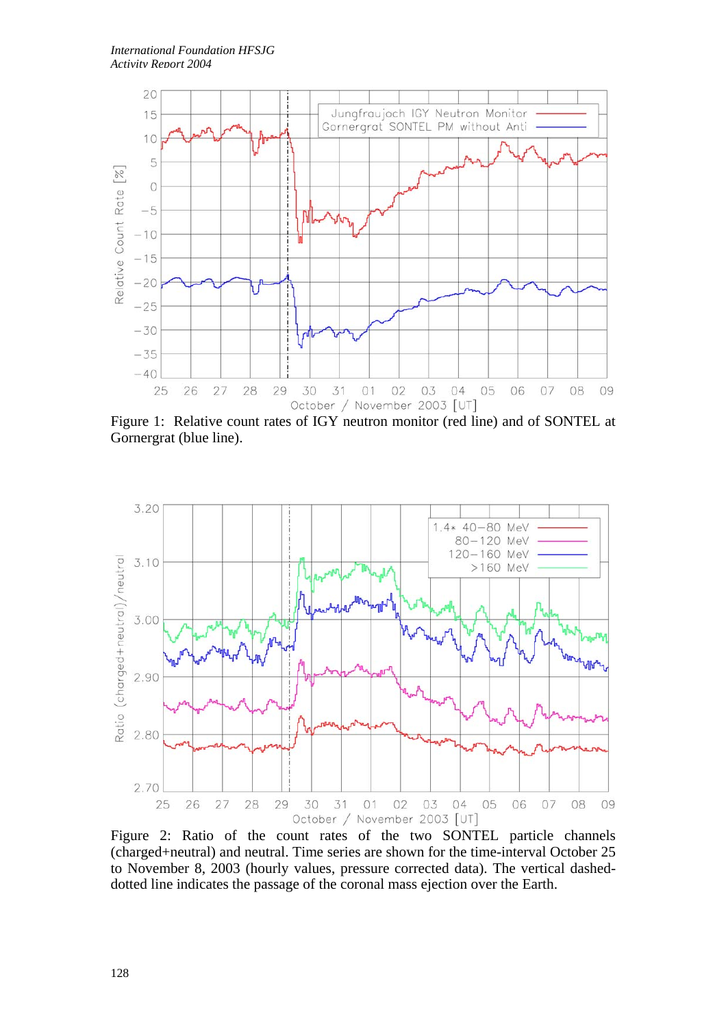Figure 1: Relative count rates of IGY neutron monitor (red line) and of SONTEL at Gornergrat (blue line).

Figure 2: Ratio of the count rates of the two SONTEL particle channels (charged+neutral) and neutral. Time series are shown for the time-interval October 25 to November 8, 2003 (hourly values, pressure corrected data). The vertical dashed-dotted line indicates the passage of the coronal mass ejection over the Earth.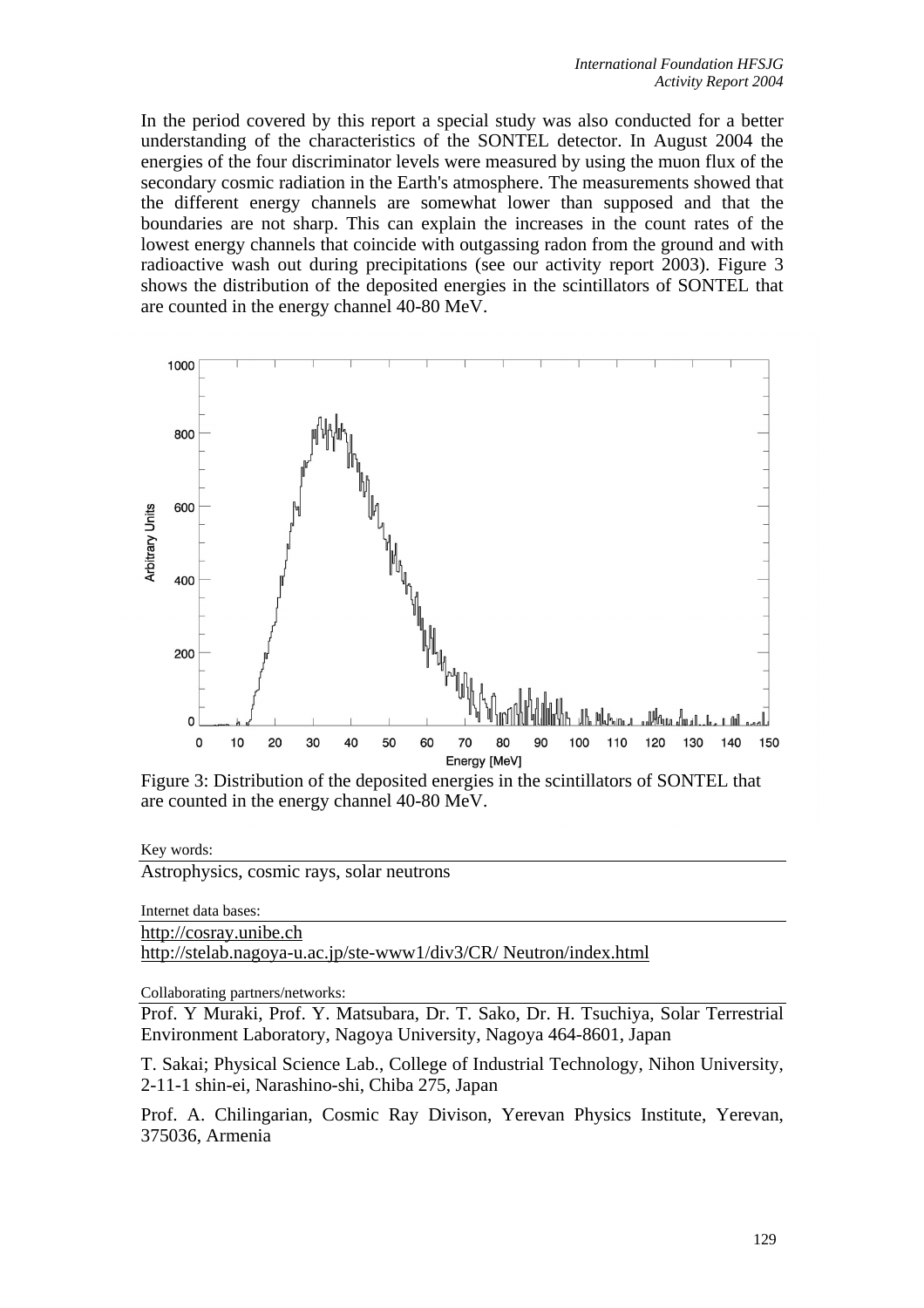In the period covered by this report a special study was also conducted for a better understanding of the characteristics of the SONTEL detector. In August 2004 the energies of the four discriminator levels were measured by using the muon flux of the secondary cosmic radiation in the Earth's atmosphere. The measurements showed that the different energy channels are somewhat lower than supposed and that the boundaries are not sharp. This can explain the increases in the count rates of the lowest energy channels that coincide with outgassing radon from the ground and with radioactive wash out during precipitations (see our activity report 2003). Figure 3 shows the distribution of the deposited energies in the scintillators of SONTEL that are counted in the energy channel 40-80 MeV.

Figure 3: Distribution of the deposited energies in the scintillators of SONTEL that are counted in the energy channel 40-80 MeV.

Key words:

Astrophysics, cosmic rays, solar neutrons

Internet data bases:

http://cosray.unibe.ch
http://stelab.nagoya-u.ac.jp/ste-www1/div3/CR/ Neutron/index.html

Collaborating partners/networks:

Prof. Y Muraki, Prof. Y. Matsubara, Dr. T. Sako, Dr. H. Tsuchiya, Solar Terrestrial Environment Laboratory, Nagoya University, Nagoya 464-8601, Japan

T. Sakai; Physical Science Lab., College of Industrial Technology, Nihon University, 2-11-1 shin-ei, Narashino-shi, Chiba 275, Japan

Prof. A. Chilingarian, Cosmic Ray Divison, Yerevan Physics Institute, Yerevan, 375036, Armenia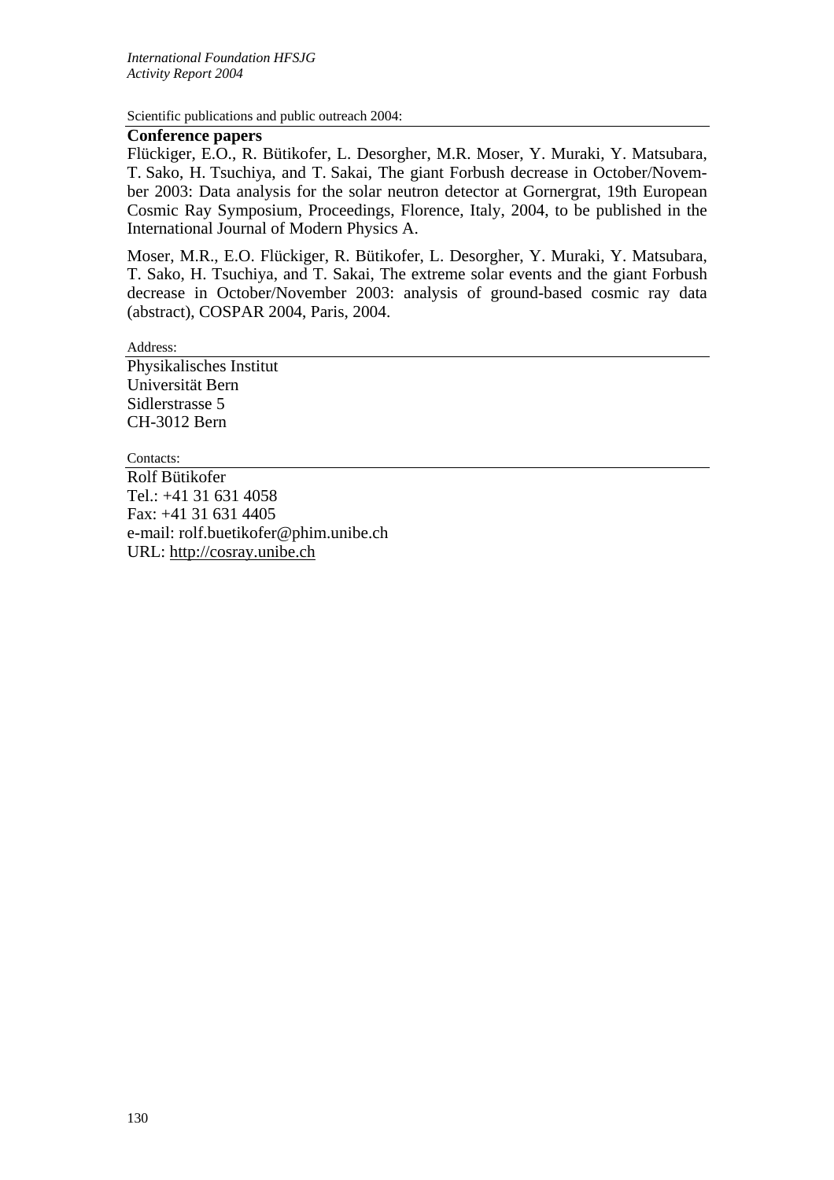Scientific publications and public outreach 2004:

**Conference papers**

Flückiger, E.O., R. Bütikofer, L. Desorgher, M.R. Moser, Y. Muraki, Y. Matsubara, T. Sako, H. Tsuchiya, and T. Sakai, The giant Forbush decrease in October/November 2003: Data analysis for the solar neutron detector at Gornergrat, 19th European Cosmic Ray Symposium, Proceedings, Florence, Italy, 2004, to be published in the International Journal of Modern Physics A.

Moser, M.R., E.O. Flückiger, R. Bütikofer, L. Desorgher, Y. Muraki, Y. Matsubara, T. Sako, H. Tsuchiya, and T. Sakai, The extreme solar events and the giant Forbush decrease in October/November 2003: analysis of ground-based cosmic ray data (abstract), COSPAR 2004, Paris, 2004.

Address:

Physikalisches Institut
Universität Bern
Sidlerstrasse 5
CH-3012 Bern

Contacts:

Rolf Bütikofer
Tel.: +41 31 631 4058
Fax: +41 31 631 4405
e-mail: rolf.buetikofer@phim.unibe.ch
URL: http://cosray.unibe.ch